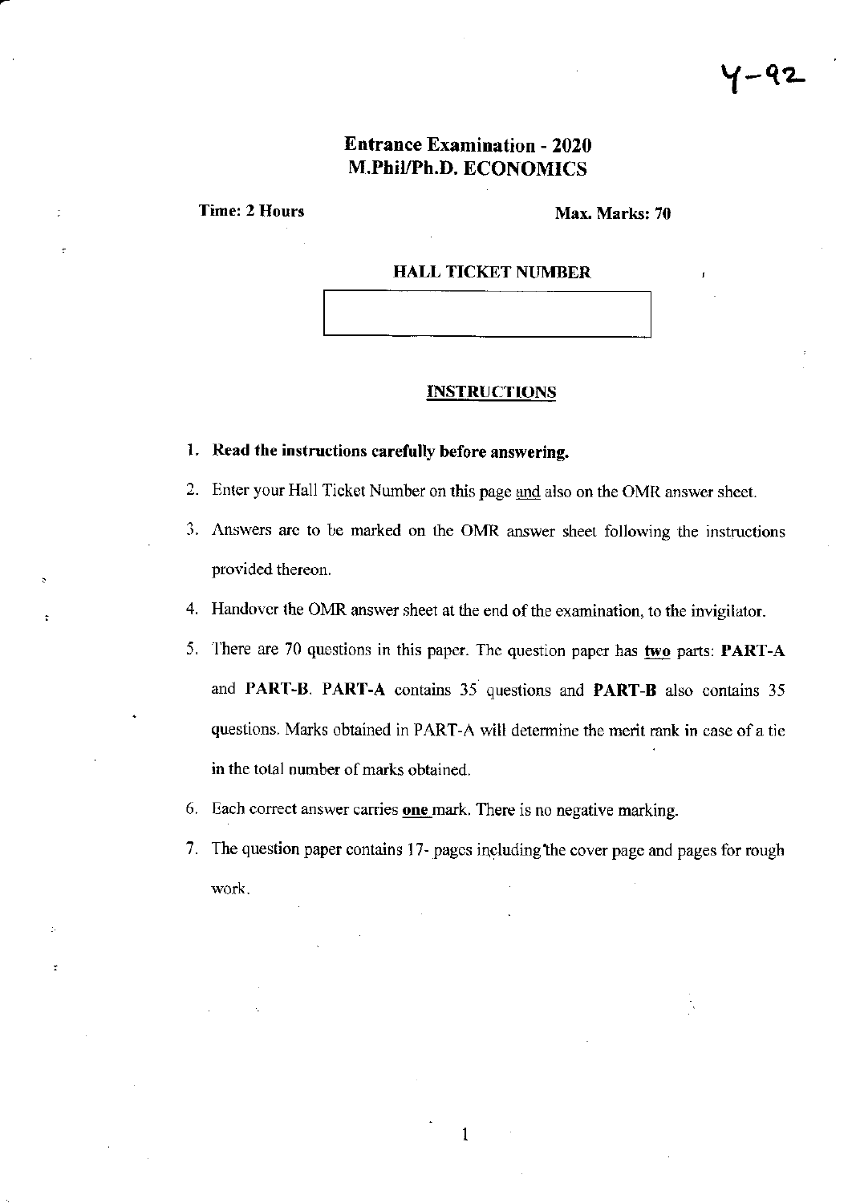Y-92

# Entrance Examination - 2020
# M.Phil/Ph.D. ECONOMICS

**Time: 2 Hours** **Max. Marks: 70**

**HALL TICKET NUMBER**

| |
|---|
| |

## INSTRUCTIONS

1. **Read the instructions carefully before answering.**
2. Enter your Hall Ticket Number on this page and also on the OMR answer sheet.
3. Answers are to be marked on the OMR answer sheet following the instructions provided thereon.
4. Handover the OMR answer sheet at the end of the examination, to the invigilator.
5. There are 70 questions in this paper. The question paper has **two** parts: **PART-A** and **PART-B**. **PART-A** contains 35 questions and **PART-B** also contains 35 questions. Marks obtained in PART-A will determine the merit rank in case of a tie in the total number of marks obtained.
6. Each correct answer carries **one** mark. There is no negative marking.
7. The question paper contains 17- pages including the cover page and pages for rough work.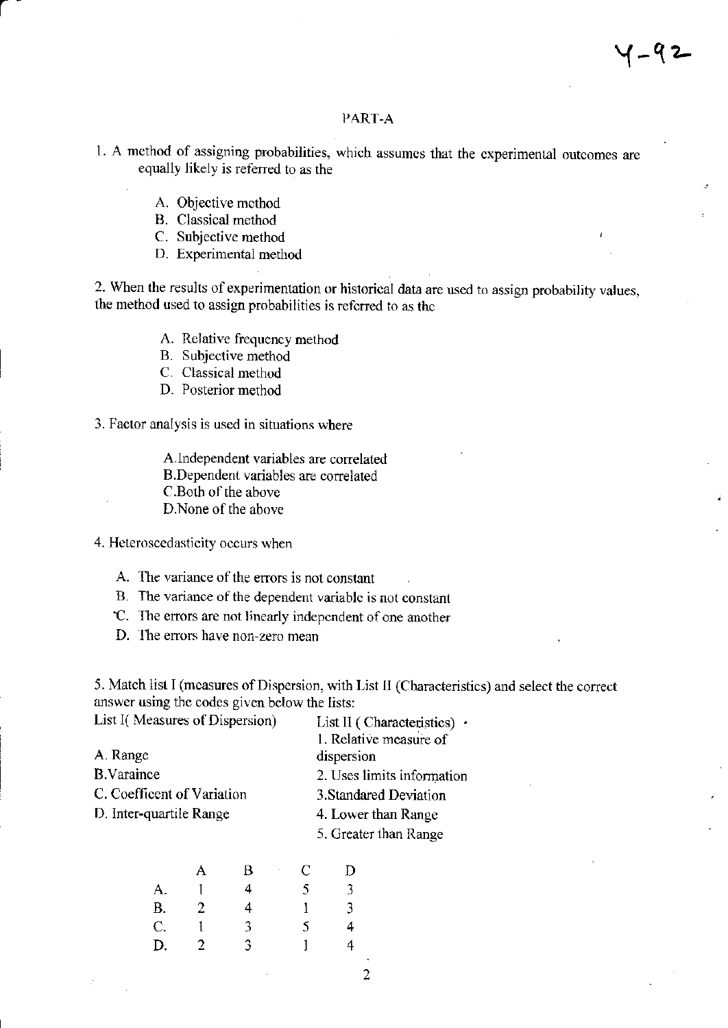Y-92

## PART-A

1. A method of assigning probabilities, which assumes that the experimental outcomes are equally likely is referred to as the

   A. Objective method
   B. Classical method
   C. Subjective method
   D. Experimental method

2. When the results of experimentation or historical data are used to assign probability values, the method used to assign probabilities is referred to as the

   A. Relative frequency method
   B. Subjective method
   C. Classical method
   D. Posterior method

3. Factor analysis is used in situations where

   A. Independent variables are correlated
   B. Dependent variables are correlated
   C. Both of the above
   D. None of the above

4. Heteroscedasticity occurs when

   A. The variance of the errors is not constant
   B. The variance of the dependent variable is not constant
   C. The errors are not linearly independent of one another
   D. The errors have non-zero mean

5. Match list I (measures of Dispersion, with List II (Characteristics) and select the correct answer using the codes given below the lists:

| List I( Measures of Dispersion) | List II ( Characteristics) |
|---|---|
| A. Range | 1. Relative measure of dispersion |
| B. Varaince | 2. Uses limits information |
| C. Coefficent of Variation | 3. Standared Deviation |
| D. Inter-quartile Range | 4. Lower than Range |
| | 5. Greater than Range |

| | A | B | C | D |
|---|---|---|---|---|
| A. | 1 | 4 | 5 | 3 |
| B. | 2 | 4 | 1 | 3 |
| C. | 1 | 3 | 5 | 4 |
| D. | 2 | 3 | 1 | 4 |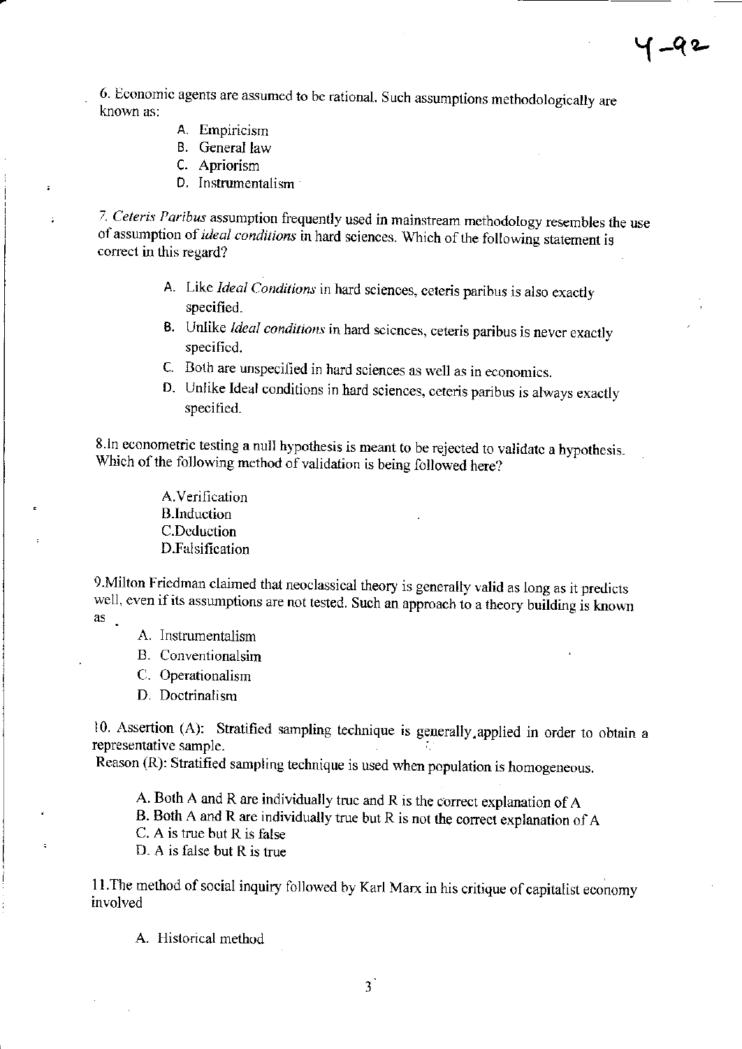6. Economic agents are assumed to be rational. Such assumptions methodologically are known as:

- A. Empiricism
- B. General law
- C. Apriorism
- D. Instrumentalism

7. *Ceteris Paribus* assumption frequently used in mainstream methodology resembles the use of assumption of *ideal conditions* in hard sciences. Which of the following statement is correct in this regard?

- A. Like *Ideal Conditions* in hard sciences, ceteris paribus is also exactly specified.
- B. Unlike *Ideal conditions* in hard sciences, ceteris paribus is never exactly specified.
- C. Both are unspecified in hard sciences as well as in economics.
- D. Unlike Ideal conditions in hard sciences, ceteris paribus is always exactly specified.

8. In econometric testing a null hypothesis is meant to be rejected to validate a hypothesis. Which of the following method of validation is being followed here?

A. Verification
B. Induction
C. Deduction
D. Falsification

9. Milton Friedman claimed that neoclassical theory is generally valid as long as it predicts well, even if its assumptions are not tested. Such an approach to a theory building is known as .

- A. Instrumentalism
- B. Conventionalsim
- C. Operationalism
- D. Doctrinalism

10. Assertion (A): Stratified sampling technique is generally applied in order to obtain a representative sample.
Reason (R): Stratified sampling technique is used when population is homogeneous.

A. Both A and R are individually true and R is the correct explanation of A
B. Both A and R are individually true but R is not the correct explanation of A
C. A is true but R is false
D. A is false but R is true

11. The method of social inquiry followed by Karl Marx in his critique of capitalist economy involved

- A. Historical method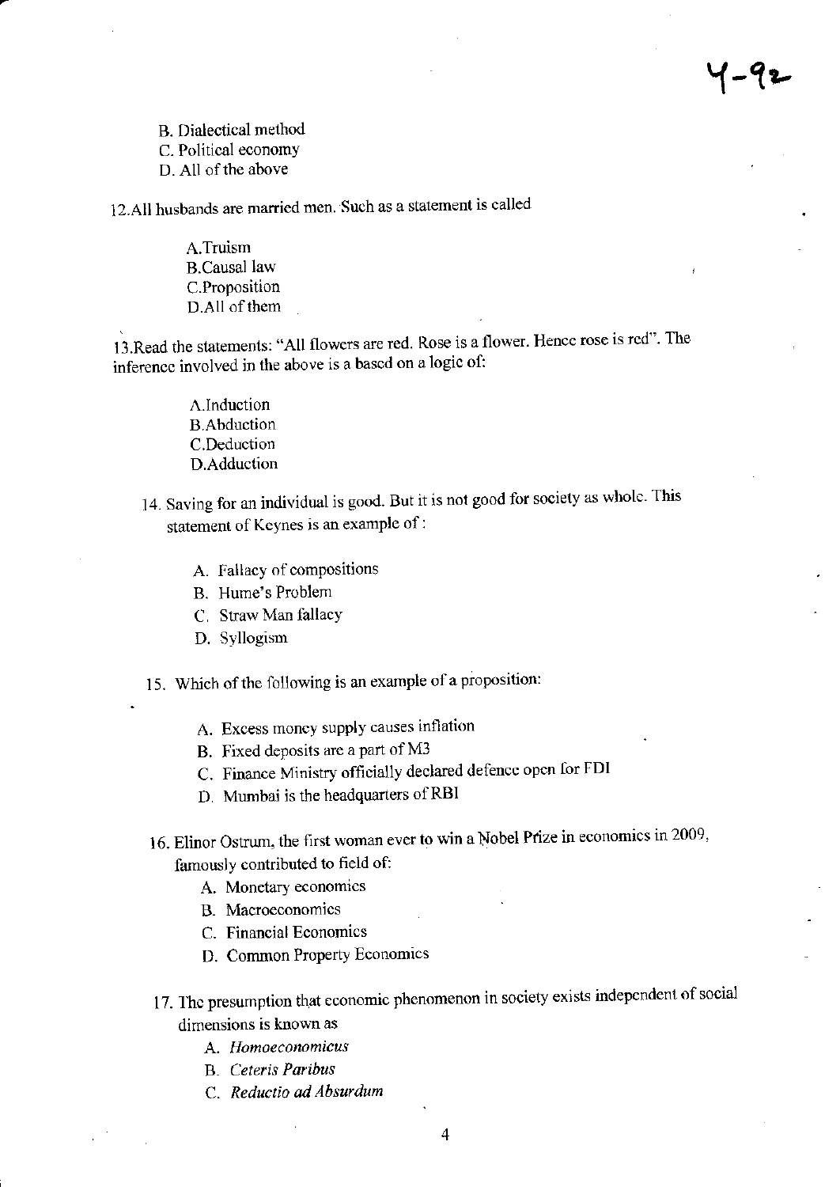B. Dialectical method
C. Political economy
D. All of the above

12.All husbands are married men. Such as a statement is called

A.Truism
B.Causal law
C.Proposition
D.All of them

13.Read the statements: "All flowers are red. Rose is a flower. Hence rose is red". The inference involved in the above is a based on a logic of:

A.Induction
B.Abduction
C.Deduction
D.Adduction

14. Saving for an individual is good. But it is not good for society as whole. This statement of Keynes is an example of :

    A. Fallacy of compositions
    B. Hume's Problem
    C. Straw Man fallacy
    D. Syllogism

15. Which of the following is an example of a proposition:

    A. Excess money supply causes inflation
    B. Fixed deposits are a part of M3
    C. Finance Ministry officially declared defence open for FDI
    D. Mumbai is the headquarters of RBI

16. Elinor Ostrum, the first woman ever to win a Nobel Prize in economics in 2009, famously contributed to field of:
    A. Monetary economics
    B. Macroeconomics
    C. Financial Economics
    D. Common Property Economics

17. The presumption that economic phenomenon in society exists independent of social dimensions is known as
    A. *Homoeconomicus*
    B. *Ceteris Paribus*
    C. *Reductio ad Absurdum*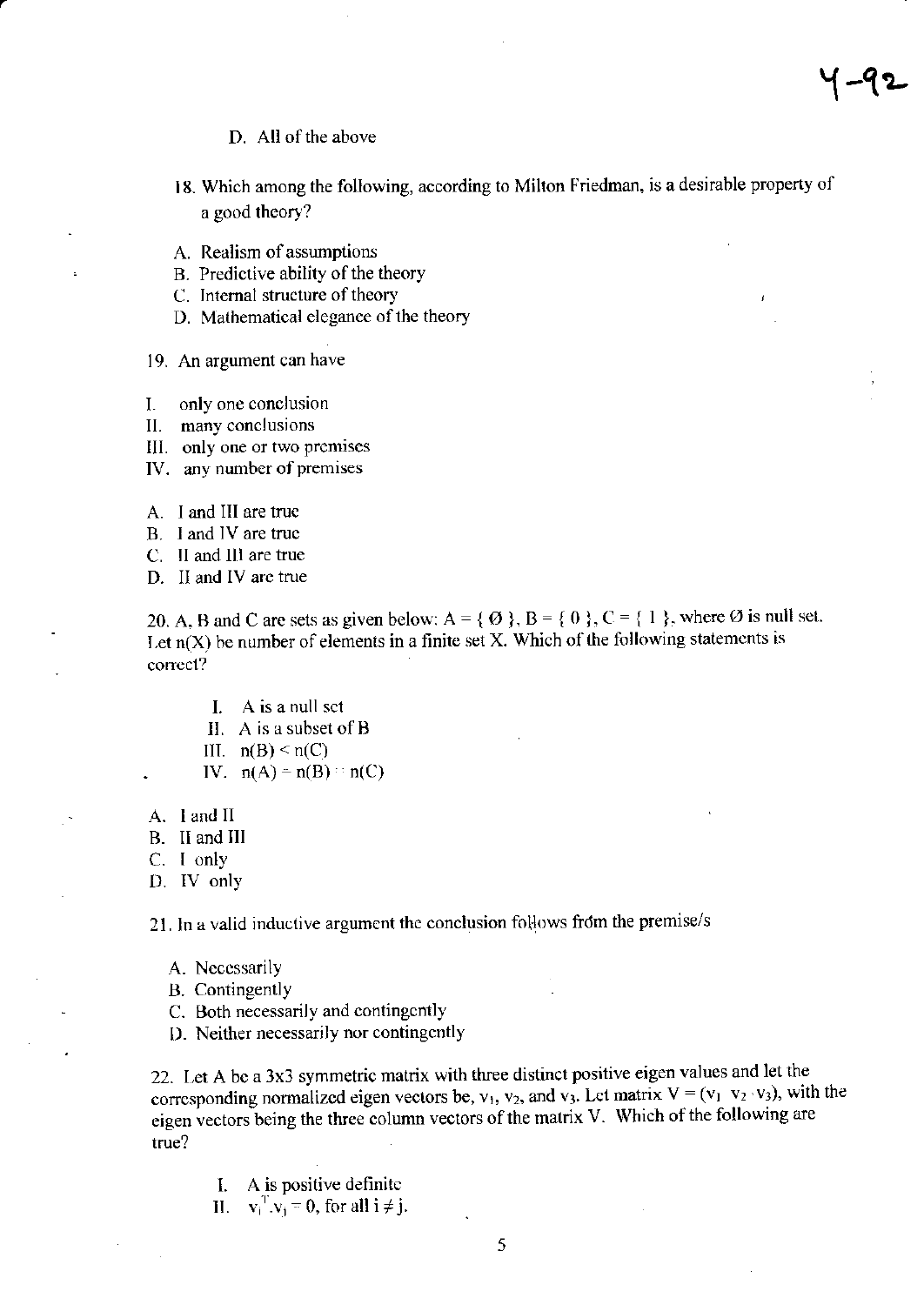D. All of the above

18. Which among the following, according to Milton Friedman, is a desirable property of a good theory?

A. Realism of assumptions
B. Predictive ability of the theory
C. Internal structure of theory
D. Mathematical elegance of the theory

19. An argument can have

I. only one conclusion
II. many conclusions
III. only one or two premises
IV. any number of premises

A. I and III are true
B. I and IV are true
C. II and III are true
D. II and IV are true

20. A, B and C are sets as given below: $A = \{ \emptyset \}$, $B = \{ 0 \}$, $C = \{ 1 \}$, where $\emptyset$ is null set. Let $n(X)$ be number of elements in a finite set X. Which of the following statements is correct?

I. A is a null set
II. A is a subset of B
III. $n(B) < n(C)$
IV. $n(A) = n(B) = n(C)$

A. I and II
B. II and III
C. I only
D. IV only

21. In a valid inductive argument the conclusion follows from the premise/s

A. Necessarily
B. Contingently
C. Both necessarily and contingently
D. Neither necessarily nor contingently

22. Let A be a 3x3 symmetric matrix with three distinct positive eigen values and let the corresponding normalized eigen vectors be, $v_1$, $v_2$, and $v_3$. Let matrix $V = (v_1 \; v_2 \; v_3)$, with the eigen vectors being the three column vectors of the matrix V. Which of the following are true?

I. A is positive definite
II. $v_i^T . v_j = 0$, for all $i \neq j$.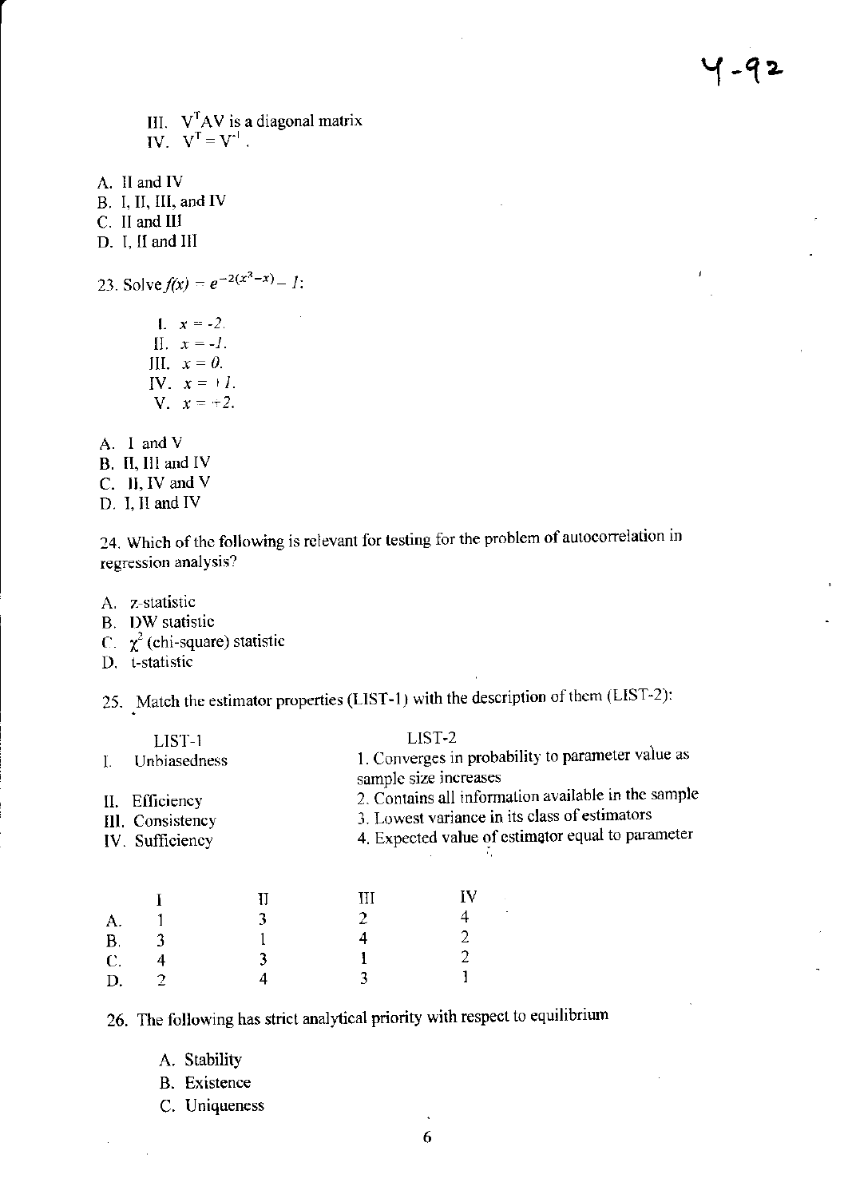III. $V^T AV$ is a diagonal matrix
IV. $V^T = V^{-1}$.

A. II and IV
B. I, II, III, and IV
C. II and III
D. I, II and III

23. Solve $f(x) = e^{-2(x^3-x)} - 1$:

I. $x = -2$.
II. $x = -1$.
III. $x = 0$.
IV. $x = +1$.
V. $x = +2$.

A. I and V
B. II, III and IV
C. II, IV and V
D. I, II and IV

24. Which of the following is relevant for testing for the problem of autocorrelation in regression analysis?

A. z-statistic
B. DW statistic
C. $\chi^2$ (chi-square) statistic
D. t-statistic

25. Match the estimator properties (LIST-1) with the description of them (LIST-2):

| LIST-1 | LIST-2 |
|---|---|
| I. Unbiasedness | 1. Converges in probability to parameter value as sample size increases |
| II. Efficiency | 2. Contains all information available in the sample |
| III. Consistency | 3. Lowest variance in its class of estimators |
| IV. Sufficiency | 4. Expected value of estimator equal to parameter |

| | I | II | III | IV |
|---|---|---|---|---|
| A. | 1 | 3 | 2 | 4 |
| B. | 3 | 1 | 4 | 2 |
| C. | 4 | 3 | 1 | 2 |
| D. | 2 | 4 | 3 | 1 |

26. The following has strict analytical priority with respect to equilibrium

A. Stability
B. Existence
C. Uniqueness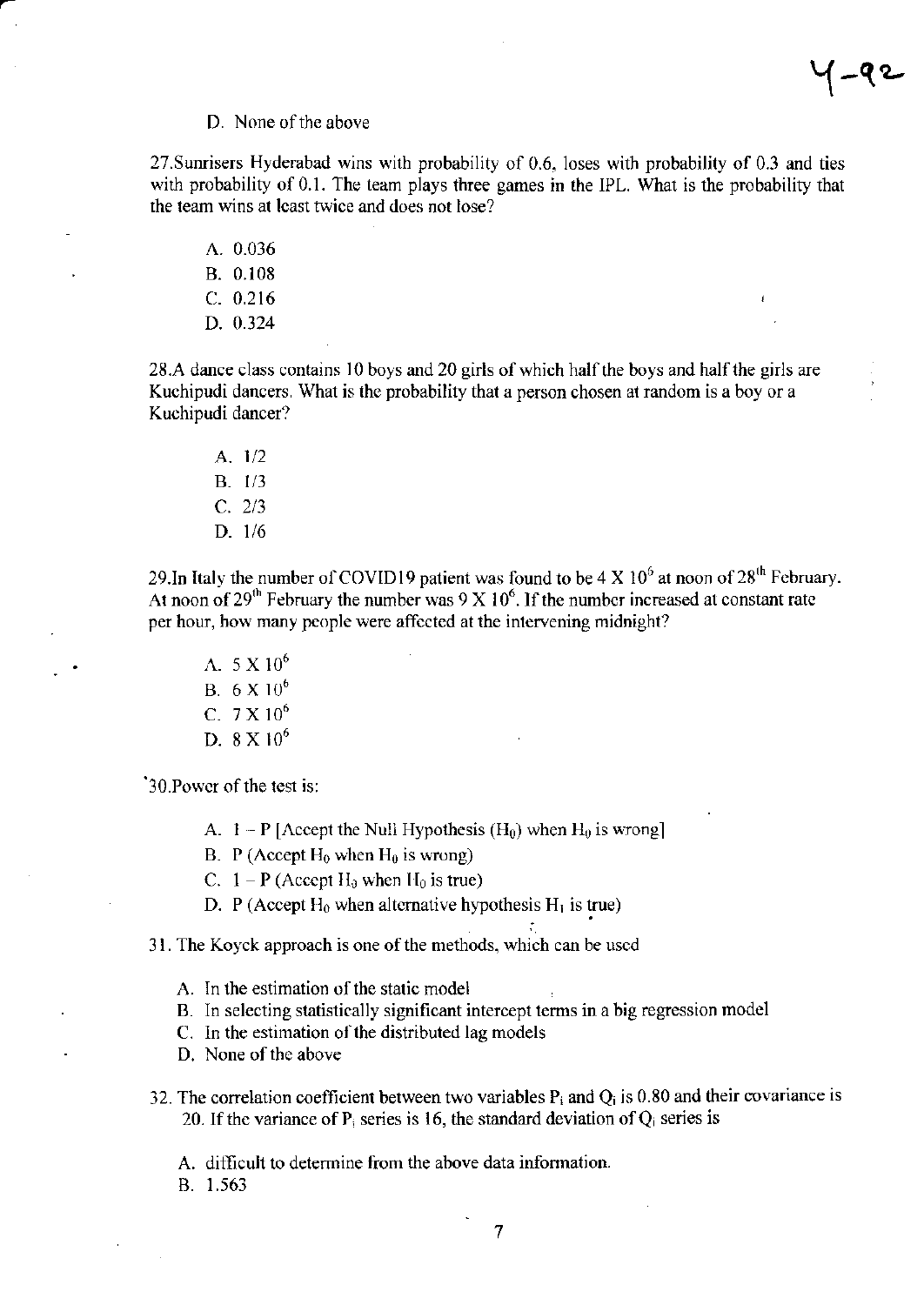D. None of the above

27.Sunrisers Hyderabad wins with probability of 0.6, loses with probability of 0.3 and ties with probability of 0.1. The team plays three games in the IPL. What is the probability that the team wins at least twice and does not lose?

A. 0.036
B. 0.108
C. 0.216
D. 0.324

28.A dance class contains 10 boys and 20 girls of which half the boys and half the girls are Kuchipudi dancers. What is the probability that a person chosen at random is a boy or a Kuchipudi dancer?

A. 1/2
B. 1/3
C. 2/3
D. 1/6

29.In Italy the number of COVID19 patient was found to be $4 \times 10^6$ at noon of 28th February. At noon of 29th February the number was $9 \times 10^6$. If the number increased at constant rate per hour, how many people were affected at the intervening midnight?

A. $5 \times 10^6$
B. $6 \times 10^6$
C. $7 \times 10^6$
D. $8 \times 10^6$

30.Power of the test is:

A. 1 – P [Accept the Null Hypothesis ($H_0$) when $H_0$ is wrong]
B. P (Accept $H_0$ when $H_0$ is wrong)
C. 1 – P (Accept $H_0$ when $H_0$ is true)
D. P (Accept $H_0$ when alternative hypothesis $H_1$ is true)

31. The Koyck approach is one of the methods, which can be used

A. In the estimation of the static model
B. In selecting statistically significant intercept terms in a big regression model
C. In the estimation of the distributed lag models
D. None of the above

32. The correlation coefficient between two variables $P_i$ and $Q_i$ is 0.80 and their covariance is 20. If the variance of $P_i$ series is 16, the standard deviation of $Q_i$ series is

A. difficult to determine from the above data information.
B. 1.563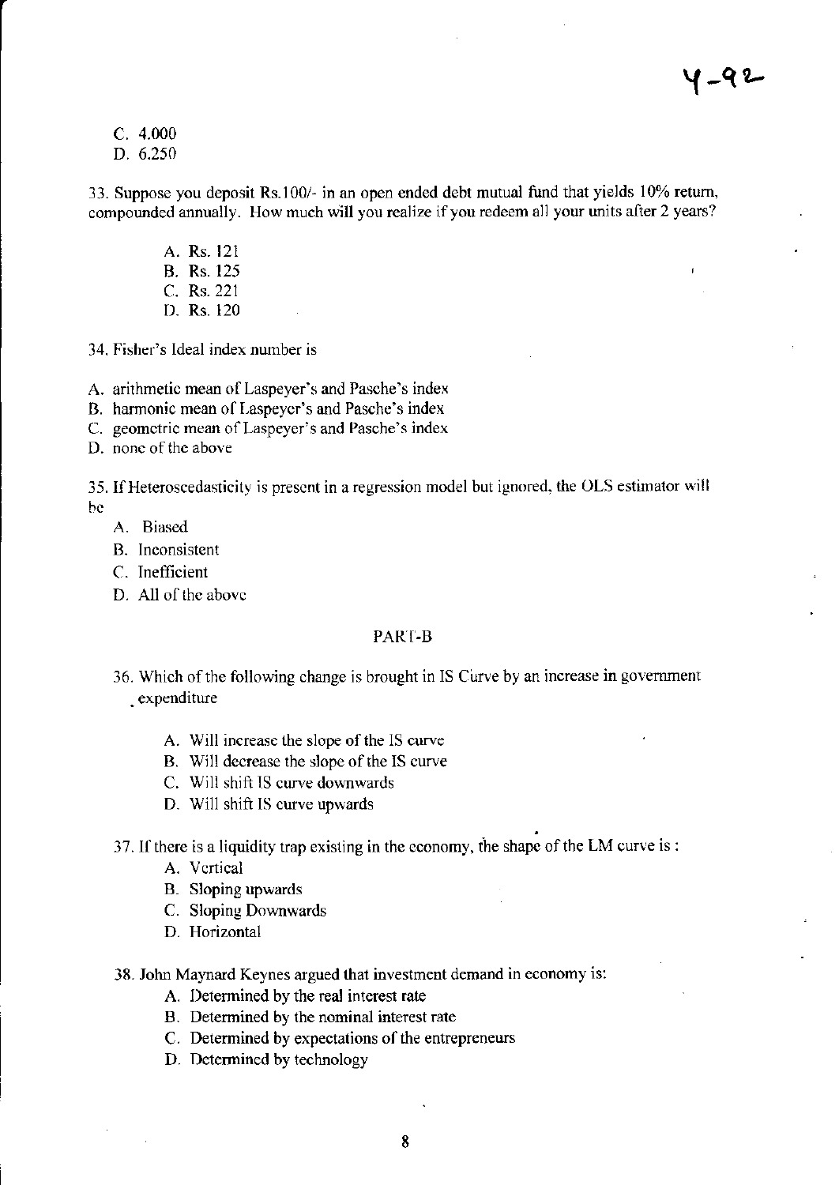Y-92

C. 4.000

D. 6.250

33. Suppose you deposit Rs.100/- in an open ended debt mutual fund that yields 10% return, compounded annually. How much will you realize if you redeem all your units after 2 years?

A. Rs. 121
B. Rs. 125
C. Rs. 221
D. Rs. 120

34. Fisher's Ideal index number is

A. arithmetic mean of Laspeyer's and Pasche's index
B. harmonic mean of Laspeyer's and Pasche's index
C. geometric mean of Laspeyer's and Pasche's index
D. none of the above

35. If Heteroscedasticity is present in a regression model but ignored, the OLS estimator will be

A. Biased
B. Inconsistent
C. Inefficient
D. All of the above

## PART-B

36. Which of the following change is brought in IS Curve by an increase in government expenditure

A. Will increase the slope of the IS curve
B. Will decrease the slope of the IS curve
C. Will shift IS curve downwards
D. Will shift IS curve upwards

37. If there is a liquidity trap existing in the economy, the shape of the LM curve is :

A. Vertical
B. Sloping upwards
C. Sloping Downwards
D. Horizontal

38. John Maynard Keynes argued that investment demand in economy is:

A. Determined by the real interest rate
B. Determined by the nominal interest rate
C. Determined by expectations of the entrepreneurs
D. Determined by technology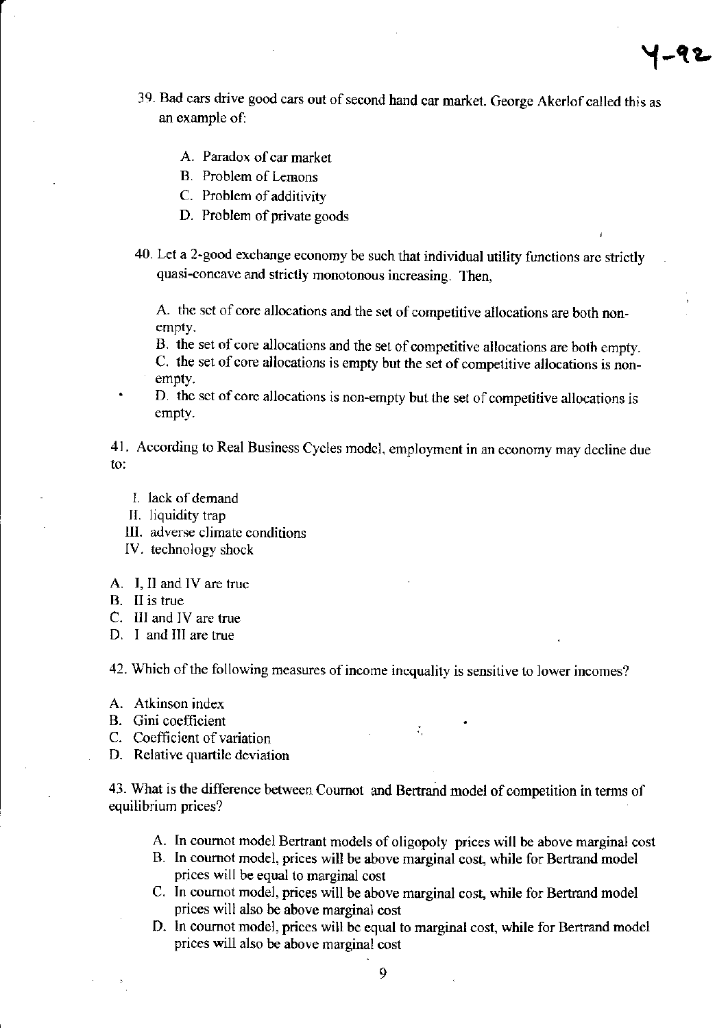39. Bad cars drive good cars out of second hand car market. George Akerlof called this as an example of:

   A. Paradox of car market
   B. Problem of Lemons
   C. Problem of additivity
   D. Problem of private goods

40. Let a 2-good exchange economy be such that individual utility functions are strictly quasi-concave and strictly monotonous increasing. Then,

   A. the set of core allocations and the set of competitive allocations are both non-empty.
   B. the set of core allocations and the set of competitive allocations are both empty.
   C. the set of core allocations is empty but the set of competitive allocations is non-empty.
   D. the set of core allocations is non-empty but the set of competitive allocations is empty.

41. According to Real Business Cycles model, employment in an economy may decline due to:

   I. lack of demand
   II. liquidity trap
   III. adverse climate conditions
   IV. technology shock

A. I, II and IV are true
B. II is true
C. III and IV are true
D. I and III are true

42. Which of the following measures of income inequality is sensitive to lower incomes?

A. Atkinson index
B. Gini coefficient
C. Coefficient of variation
D. Relative quartile deviation

43. What is the difference between Cournot and Bertrand model of competition in terms of equilibrium prices?

   A. In cournot model Bertrant models of oligopoly prices will be above marginal cost
   B. In cournot model, prices will be above marginal cost, while for Bertrand model prices will be equal to marginal cost
   C. In cournot model, prices will be above marginal cost, while for Bertrand model prices will also be above marginal cost
   D. In cournot model, prices will be equal to marginal cost, while for Bertrand model prices will also be above marginal cost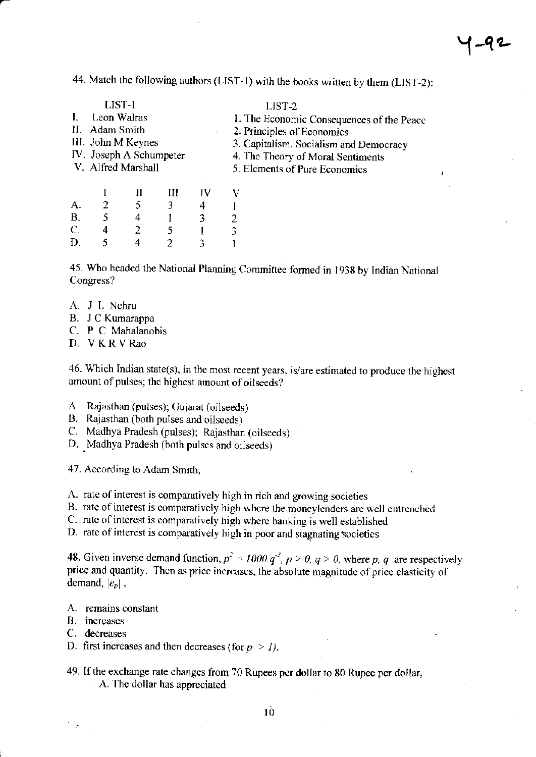44. Match the following authors (LIST-1) with the books written by them (LIST-2):

| LIST-1 | LIST-2 |
|---|---|
| I. Leon Walras | 1. The Economic Consequences of the Peace |
| II. Adam Smith | 2. Principles of Economics |
| III. John M Keynes | 3. Capitalism, Socialism and Democracy |
| IV. Joseph A Schumpeter | 4. The Theory of Moral Sentiments |
| V. Alfred Marshall | 5. Elements of Pure Economics |

| | I | II | III | IV | V |
|---|---|---|---|---|---|
| A. | 2 | 5 | 3 | 4 | 1 |
| B. | 5 | 4 | 1 | 3 | 2 |
| C. | 4 | 2 | 5 | 1 | 3 |
| D. | 5 | 4 | 2 | 3 | 1 |

45. Who headed the National Planning Committee formed in 1938 by Indian National Congress?

A. J L Nehru
B. J C Kumarappa
C. P C Mahalanobis
D. V K R V Rao

46. Which Indian state(s), in the most recent years, is/are estimated to produce the highest amount of pulses; the highest amount of oilseeds?

A. Rajasthan (pulses); Gujarat (oilseeds)
B. Rajasthan (both pulses and oilseeds)
C. Madhya Pradesh (pulses); Rajasthan (oilseeds)
D. Madhya Pradesh (both pulses and oilseeds)

47. According to Adam Smith,

A. rate of interest is comparatively high in rich and growing societies
B. rate of interest is comparatively high where the moneylenders are well entrenched
C. rate of interest is comparatively high where banking is well established
D. rate of interest is comparatively high in poor and stagnating societies

48. Given inverse demand function, $p^2 = 1000.q^{-3}$, $p > 0$, $q > 0$, where $p$, $q$ are respectively price and quantity. Then as price increases, the absolute magnitude of price elasticity of demand, $|e_p|$,

A. remains constant
B. increases
C. decreases
D. first increases and then decreases (for $p > 1$).

49. If the exchange rate changes from 70 Rupees per dollar to 80 Rupee per dollar,

A. The dollar has appreciated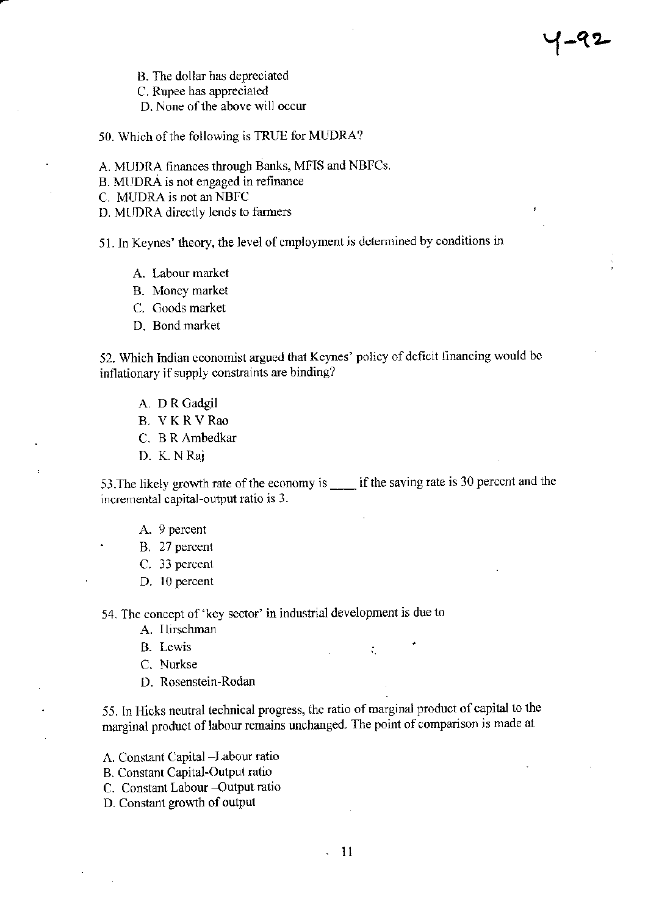B. The dollar has depreciated
C. Rupee has appreciated
D. None of the above will occur

50. Which of the following is TRUE for MUDRA?

A. MUDRA finances through Banks, MFIS and NBFCs.
B. MUDRA is not engaged in refinance
C. MUDRA is not an NBFC
D. MUDRA directly lends to farmers

51. In Keynes' theory, the level of employment is determined by conditions in

A. Labour market
B. Money market
C. Goods market
D. Bond market

52. Which Indian economist argued that Keynes' policy of deficit financing would be inflationary if supply constraints are binding?

A. D R Gadgil
B. V K R V Rao
C. B R Ambedkar
D. K. N Raj

53. The likely growth rate of the economy is ____ if the saving rate is 30 percent and the incremental capital-output ratio is 3.

A. 9 percent
B. 27 percent
C. 33 percent
D. 10 percent

54. The concept of 'key sector' in industrial development is due to

A. Hirschman
B. Lewis
C. Nurkse
D. Rosenstein-Rodan

55. In Hicks neutral technical progress, the ratio of marginal product of capital to the marginal product of labour remains unchanged. The point of comparison is made at

A. Constant Capital –Labour ratio
B. Constant Capital-Output ratio
C. Constant Labour –Output ratio
D. Constant growth of output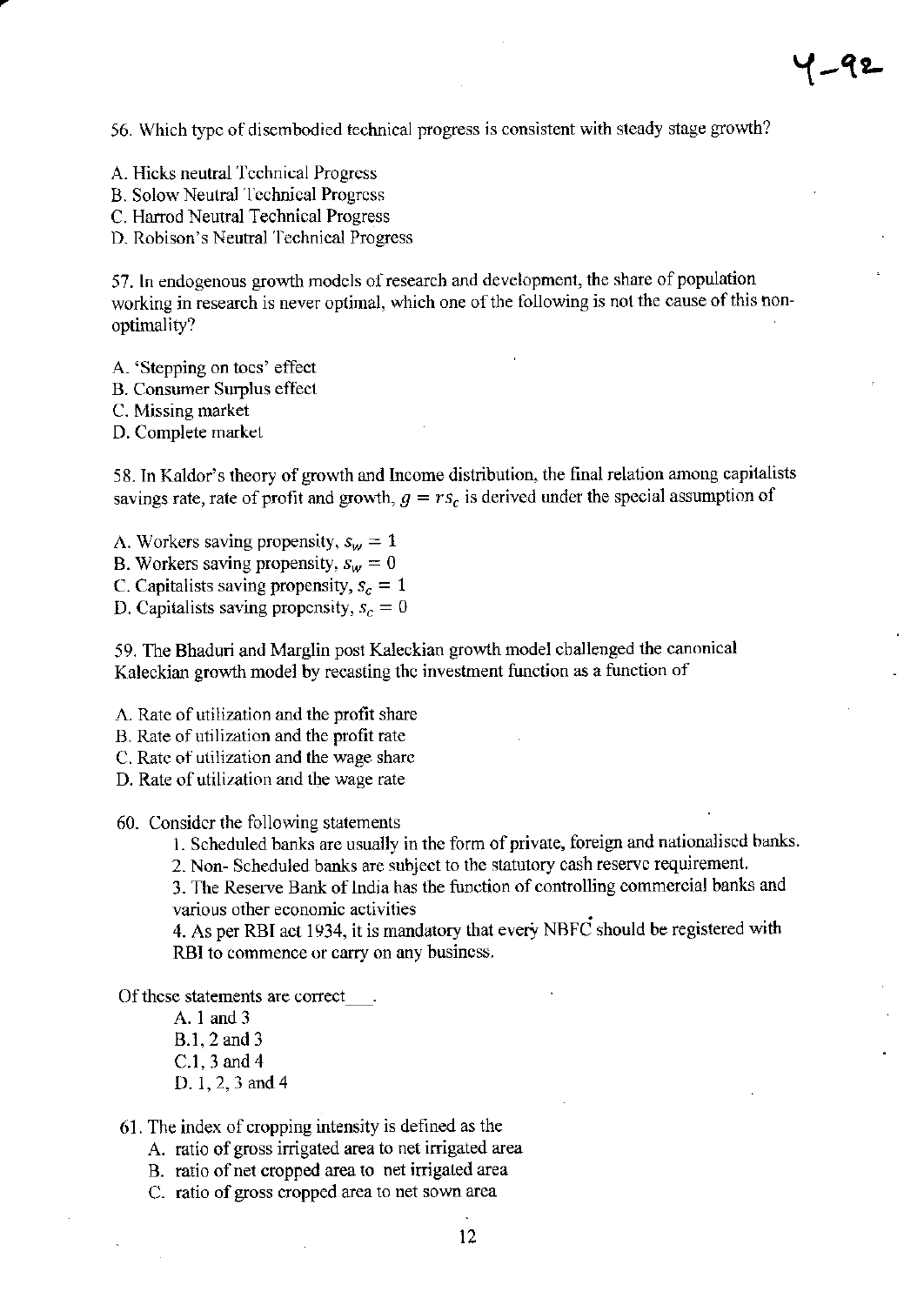56. Which type of disembodied technical progress is consistent with steady stage growth?

A. Hicks neutral Technical Progress
B. Solow Neutral Technical Progress
C. Harrod Neutral Technical Progress
D. Robison's Neutral Technical Progress

57. In endogenous growth models of research and development, the share of population working in research is never optimal, which one of the following is not the cause of this non-optimality?

A. 'Stepping on toes' effect
B. Consumer Surplus effect
C. Missing market
D. Complete market

58. In Kaldor's theory of growth and Income distribution, the final relation among capitalists savings rate, rate of profit and growth, $g = rs_c$ is derived under the special assumption of

A. Workers saving propensity, $s_w = 1$
B. Workers saving propensity, $s_w = 0$
C. Capitalists saving propensity, $s_c = 1$
D. Capitalists saving propensity, $s_c = 0$

59. The Bhaduri and Marglin post Kaleckian growth model challenged the canonical Kaleckian growth model by recasting the investment function as a function of

A. Rate of utilization and the profit share
B. Rate of utilization and the profit rate
C. Rate of utilization and the wage share
D. Rate of utilization and the wage rate

60. Consider the following statements

1. Scheduled banks are usually in the form of private, foreign and nationalised banks.
2. Non- Scheduled banks are subject to the statutory cash reserve requirement.
3. The Reserve Bank of India has the function of controlling commercial banks and various other economic activities
4. As per RBI act 1934, it is mandatory that every NBFC should be registered with RBI to commence or carry on any business.

Of these statements are correct___.

A. 1 and 3
B. 1, 2 and 3
C. 1, 3 and 4
D. 1, 2, 3 and 4

61. The index of cropping intensity is defined as the

A. ratio of gross irrigated area to net irrigated area
B. ratio of net cropped area to net irrigated area
C. ratio of gross cropped area to net sown area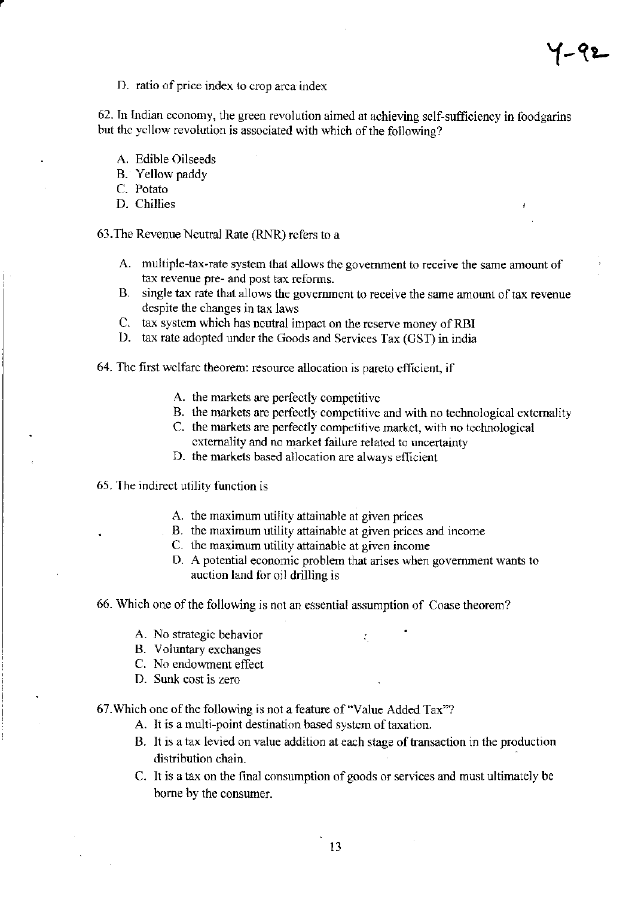Y-92

D. ratio of price index to crop area index

62. In Indian economy, the green revolution aimed at achieving self-sufficiency in foodgarins but the yellow revolution is associated with which of the following?

A. Edible Oilseeds
B. Yellow paddy
C. Potato
D. Chillies

63. The Revenue Neutral Rate (RNR) refers to a

A. multiple-tax-rate system that allows the government to receive the same amount of tax revenue pre- and post tax reforms.
B. single tax rate that allows the government to receive the same amount of tax revenue despite the changes in tax laws
C. tax system which has neutral impact on the reserve money of RBI
D. tax rate adopted under the Goods and Services Tax (GST) in india

64. The first welfare theorem: resource allocation is pareto efficient, if

A. the markets are perfectly competitive
B. the markets are perfectly competitive and with no technological externality
C. the markets are perfectly competitive market, with no technological externality and no market failure related to uncertainty
D. the markets based allocation are always efficient

65. The indirect utility function is

A. the maximum utility attainable at given prices
B. the maximum utility attainable at given prices and income
C. the maximum utility attainable at given income
D. A potential economic problem that arises when government wants to auction land for oil drilling is

66. Which one of the following is not an essential assumption of Coase theorem?

A. No strategic behavior
B. Voluntary exchanges
C. No endowment effect
D. Sunk cost is zero

67. Which one of the following is not a feature of "Value Added Tax"?

A. It is a multi-point destination based system of taxation.
B. It is a tax levied on value addition at each stage of transaction in the production distribution chain.
C. It is a tax on the final consumption of goods or services and must ultimately be borne by the consumer.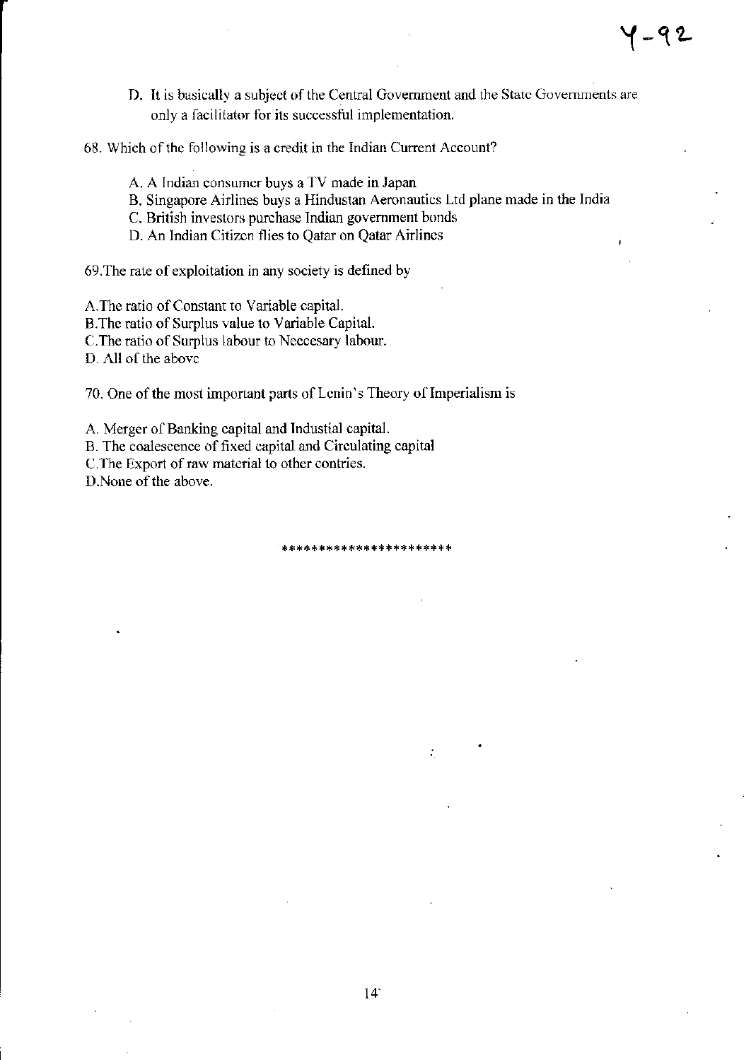D. It is basically a subject of the Central Government and the State Governments are only a facilitator for its successful implementation.

68. Which of the following is a credit in the Indian Current Account?

A. A Indian consumer buys a TV made in Japan
B. Singapore Airlines buys a Hindustan Aeronautics Ltd plane made in the India
C. British investors purchase Indian government bonds
D. An Indian Citizen flies to Qatar on Qatar Airlines

69.The rate of exploitation in any society is defined by

A.The ratio of Constant to Variable capital.
B.The ratio of Surplus value to Variable Capital.
C.The ratio of Surplus labour to Neccesary labour.
D. All of the above

70. One of the most important parts of Lenin's Theory of Imperialism is

A. Merger of Banking capital and Industial capital.
B. The coalescence of fixed capital and Circulating capital
C.The Export of raw material to other contries.
D.None of the above.

***********************